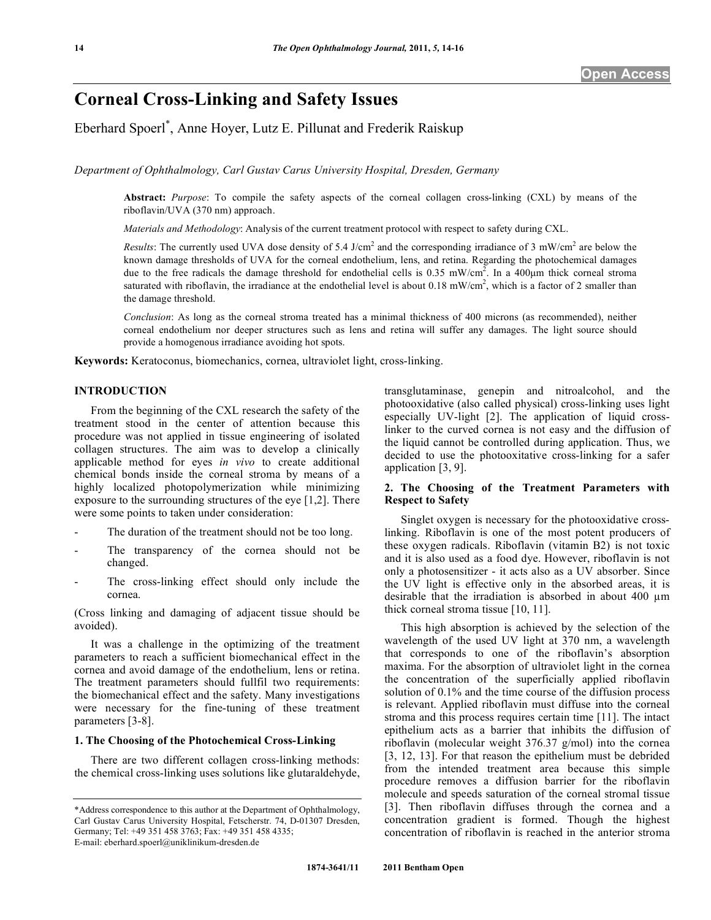# Corneal Cross-Linking and Safety Issues

Eberhard Spoerl*, Anne Hoyer, Lutz E. Pillunat and Frederik Raiskup

*Department of Ophthalmology, Carl Gustav Carus University Hospital, Dresden, Germany*

**Abstract:** *Purpose*: To compile the safety aspects of the corneal collagen cross-linking (CXL) by means of the riboflavin/UVA (370 nm) approach.

*Materials and Methodology*: Analysis of the current treatment protocol with respect to safety during CXL.

*Results*: The currently used UVA dose density of 5.4 J/cm$^2$ and the corresponding irradiance of 3 mW/cm$^2$ are below the known damage thresholds of UVA for the corneal endothelium, lens, and retina. Regarding the photochemical damages due to the free radicals the damage threshold for endothelial cells is 0.35 mW/cm$^2$. In a 400µm thick corneal stroma saturated with riboflavin, the irradiance at the endothelial level is about 0.18 mW/cm$^2$, which is a factor of 2 smaller than the damage threshold.

*Conclusion*: As long as the corneal stroma treated has a minimal thickness of 400 microns (as recommended), neither corneal endothelium nor deeper structures such as lens and retina will suffer any damages. The light source should provide a homogenous irradiance avoiding hot spots.

**Keywords:** Keratoconus, biomechanics, cornea, ultraviolet light, cross-linking.

## INTRODUCTION

From the beginning of the CXL research the safety of the treatment stood in the center of attention because this procedure was not applied in tissue engineering of isolated collagen structures. The aim was to develop a clinically applicable method for eyes *in vivo* to create additional chemical bonds inside the corneal stroma by means of a highly localized photopolymerization while minimizing exposure to the surrounding structures of the eye [1,2]. There were some points to taken under consideration:

- The duration of the treatment should not be too long.
- The transparency of the cornea should not be changed.
- The cross-linking effect should only include the cornea.

(Cross linking and damaging of adjacent tissue should be avoided).

It was a challenge in the optimizing of the treatment parameters to reach a sufficient biomechanical effect in the cornea and avoid damage of the endothelium, lens or retina. The treatment parameters should fullfil two requirements: the biomechanical effect and the safety. Many investigations were necessary for the fine-tuning of these treatment parameters [3-8].

### 1. The Choosing of the Photochemical Cross-Linking

There are two different collagen cross-linking methods: the chemical cross-linking uses solutions like glutaraldehyde, transglutaminase, genepin and nitroalcohol, and the photooxidative (also called physical) cross-linking uses light especially UV-light [2]. The application of liquid cross-linker to the curved cornea is not easy and the diffusion of the liquid cannot be controlled during application. Thus, we decided to use the photooxitative cross-linking for a safer application [3, 9].

### 2. The Choosing of the Treatment Parameters with Respect to Safety

Singlet oxygen is necessary for the photooxidative cross-linking. Riboflavin is one of the most potent producers of these oxygen radicals. Riboflavin (vitamin B2) is not toxic and it is also used as a food dye. However, riboflavin is not only a photosensitizer - it acts also as a UV absorber. Since the UV light is effective only in the absorbed areas, it is desirable that the irradiation is absorbed in about 400 µm thick corneal stroma tissue [10, 11].

This high absorption is achieved by the selection of the wavelength of the used UV light at 370 nm, a wavelength that corresponds to one of the riboflavin's absorption maxima. For the absorption of ultraviolet light in the cornea the concentration of the superficially applied riboflavin solution of 0.1% and the time course of the diffusion process is relevant. Applied riboflavin must diffuse into the corneal stroma and this process requires certain time [11]. The intact epithelium acts as a barrier that inhibits the diffusion of riboflavin (molecular weight 376.37 g/mol) into the cornea [3, 12, 13]. For that reason the epithelium must be debrided from the intended treatment area because this simple procedure removes a diffusion barrier for the riboflavin molecule and speeds saturation of the corneal stromal tissue [3]. Then riboflavin diffuses through the cornea and a concentration gradient is formed. Though the highest concentration of riboflavin is reached in the anterior stroma

*Address correspondence to this author at the Department of Ophthalmology, Carl Gustav Carus University Hospital, Fetscherstr. 74, D-01307 Dresden, Germany; Tel: +49 351 458 3763; Fax: +49 351 458 4335; E-mail: eberhard.spoerl@uniklinikum-dresden.de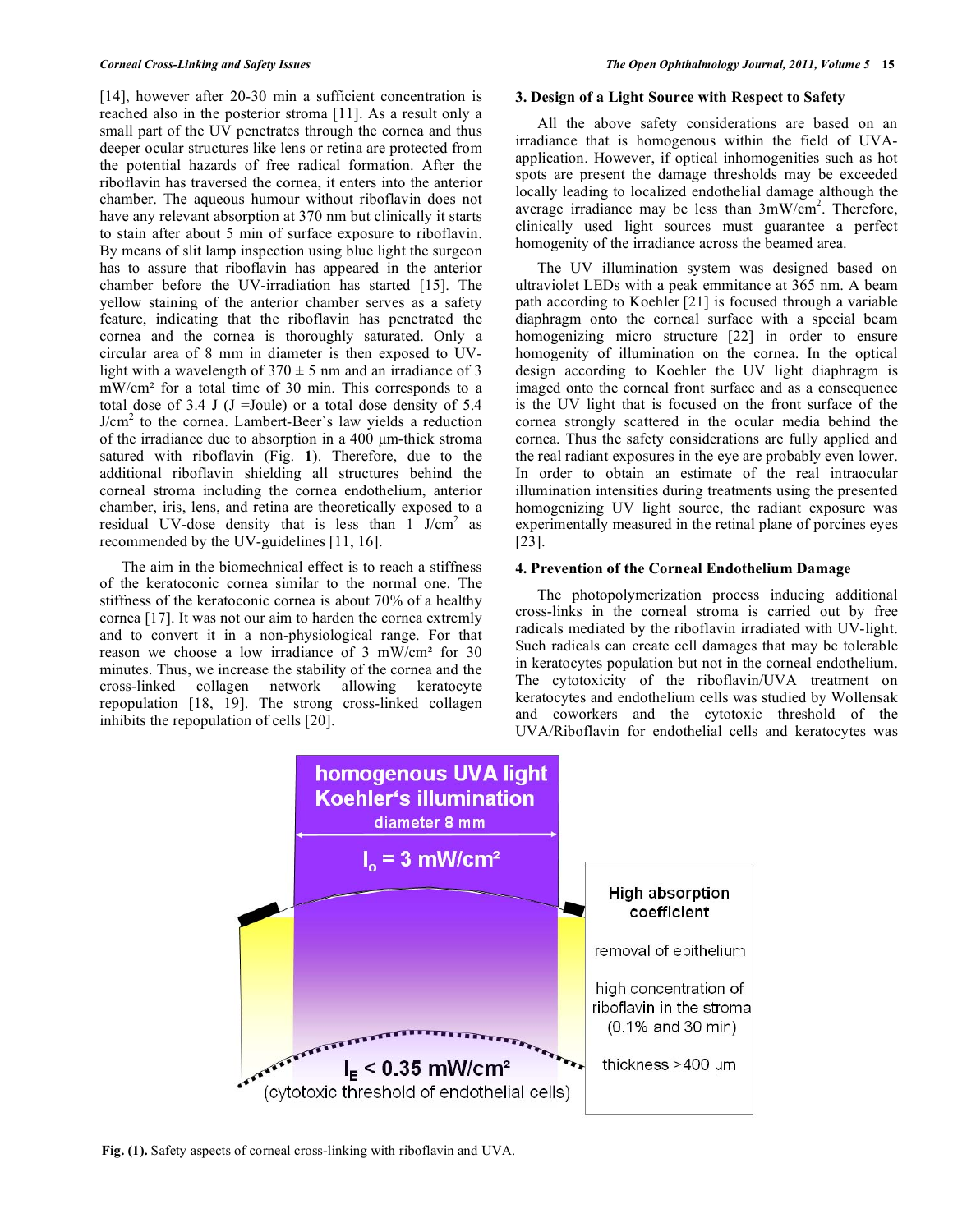[14], however after 20-30 min a sufficient concentration is reached also in the posterior stroma [11]. As a result only a small part of the UV penetrates through the cornea and thus deeper ocular structures like lens or retina are protected from the potential hazards of free radical formation. After the riboflavin has traversed the cornea, it enters into the anterior chamber. The aqueous humour without riboflavin does not have any relevant absorption at 370 nm but clinically it starts to stain after about 5 min of surface exposure to riboflavin. By means of slit lamp inspection using blue light the surgeon has to assure that riboflavin has appeared in the anterior chamber before the UV-irradiation has started [15]. The yellow staining of the anterior chamber serves as a safety feature, indicating that the riboflavin has penetrated the cornea and the cornea is thoroughly saturated. Only a circular area of 8 mm in diameter is then exposed to UV-light with a wavelength of 370 ± 5 nm and an irradiance of 3 mW/cm² for a total time of 30 min. This corresponds to a total dose of 3.4 J (J =Joule) or a total dose density of 5.4 J/cm² to the cornea. Lambert-Beer`s law yields a reduction of the irradiance due to absorption in a 400 µm-thick stroma satured with riboflavin (Fig. **1**). Therefore, due to the additional riboflavin shielding all structures behind the corneal stroma including the cornea endothelium, anterior chamber, iris, lens, and retina are theoretically exposed to a residual UV-dose density that is less than 1 J/cm² as recommended by the UV-guidelines [11, 16].

The aim in the biomechnical effect is to reach a stiffness of the keratoconic cornea similar to the normal one. The stiffness of the keratoconic cornea is about 70% of a healthy cornea [17]. It was not our aim to harden the cornea extremly and to convert it in a non-physiological range. For that reason we choose a low irradiance of 3 mW/cm² for 30 minutes. Thus, we increase the stability of the cornea and the cross-linked collagen network allowing keratocyte repopulation [18, 19]. The strong cross-linked collagen inhibits the repopulation of cells [20].

## 3. Design of a Light Source with Respect to Safety

All the above safety considerations are based on an irradiance that is homogenous within the field of UVA-application. However, if optical inhomogenities such as hot spots are present the damage thresholds may be exceeded locally leading to localized endothelial damage although the average irradiance may be less than 3mW/cm². Therefore, clinically used light sources must guarantee a perfect homogenity of the irradiance across the beamed area.

The UV illumination system was designed based on ultraviolet LEDs with a peak emmitance at 365 nm. A beam path according to Koehler [21] is focused through a variable diaphragm onto the corneal surface with a special beam homogenizing micro structure [22] in order to ensure homogenity of illumination on the cornea. In the optical design according to Koehler the UV light diaphragm is imaged onto the corneal front surface and as a consequence is the UV light that is focused on the front surface of the cornea strongly scattered in the ocular media behind the cornea. Thus the safety considerations are fully applied and the real radiant exposures in the eye are probably even lower. In order to obtain an estimate of the real intraocular illumination intensities during treatments using the presented homogenizing UV light source, the radiant exposure was experimentally measured in the retinal plane of porcines eyes [23].

## 4. Prevention of the Corneal Endothelium Damage

The photopolymerization process inducing additional cross-links in the corneal stroma is carried out by free radicals mediated by the riboflavin irradiated with UV-light. Such radicals can create cell damages that may be tolerable in keratocytes population but not in the corneal endothelium. The cytotoxicity of the riboflavin/UVA treatment on keratocytes and endothelium cells was studied by Wollensak and coworkers and the cytotoxic threshold of the UVA/Riboflavin for endothelial cells and keratocytes was

**Fig. (1).** Safety aspects of corneal cross-linking with riboflavin and UVA.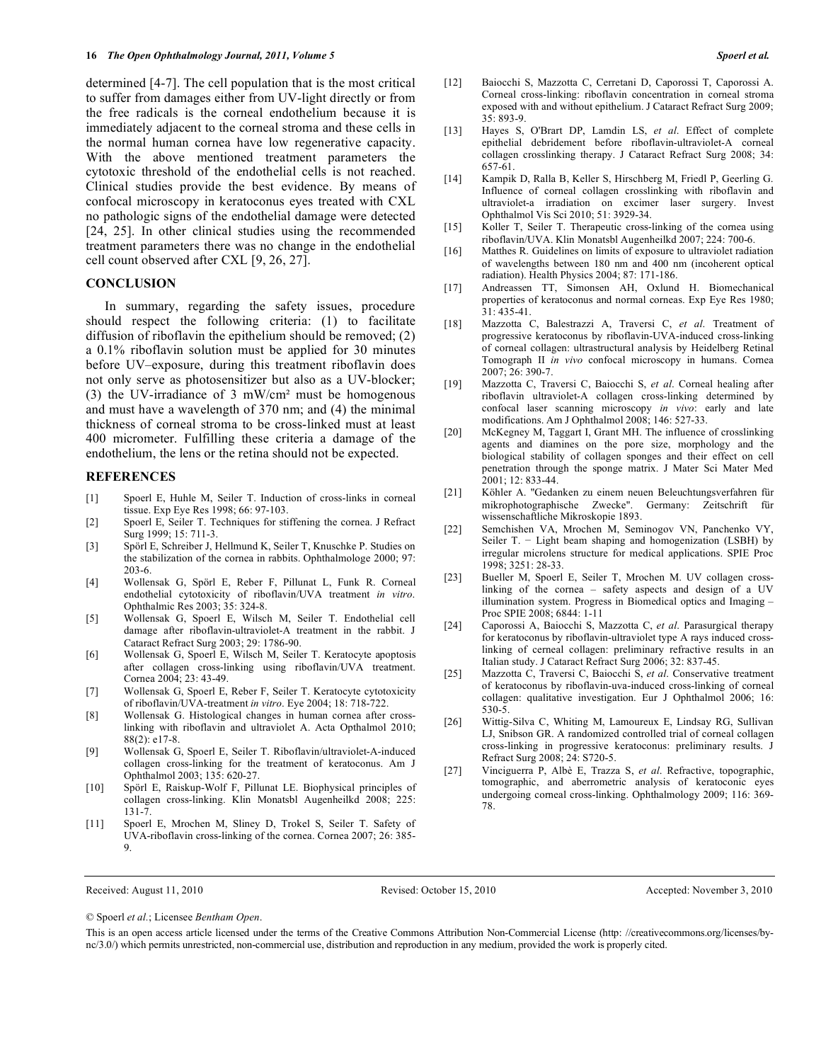determined [4-7]. The cell population that is the most critical to suffer from damages either from UV-light directly or from the free radicals is the corneal endothelium because it is immediately adjacent to the corneal stroma and these cells in the normal human cornea have low regenerative capacity. With the above mentioned treatment parameters the cytotoxic threshold of the endothelial cells is not reached. Clinical studies provide the best evidence. By means of confocal microscopy in keratoconus eyes treated with CXL no pathologic signs of the endothelial damage were detected [24, 25]. In other clinical studies using the recommended treatment parameters there was no change in the endothelial cell count observed after CXL [9, 26, 27].

## CONCLUSION

In summary, regarding the safety issues, procedure should respect the following criteria: (1) to facilitate diffusion of riboflavin the epithelium should be removed; (2) a 0.1% riboflavin solution must be applied for 30 minutes before UV–exposure, during this treatment riboflavin does not only serve as photosensitizer but also as a UV-blocker; (3) the UV-irradiance of 3 mW/cm² must be homogenous and must have a wavelength of 370 nm; and (4) the minimal thickness of corneal stroma to be cross-linked must at least 400 micrometer. Fulfilling these criteria a damage of the endothelium, the lens or the retina should not be expected.

## REFERENCES

[1] Spoerl E, Huhle M, Seiler T. Induction of cross-links in corneal tissue. Exp Eye Res 1998; 66: 97-103.

[2] Spoerl E, Seiler T. Techniques for stiffening the cornea. J Refract Surg 1999; 15: 711-3.

[3] Spörl E, Schreiber J, Hellmund K, Seiler T, Knuschke P. Studies on the stabilization of the cornea in rabbits. Ophthalmologe 2000; 97: 203-6.

[4] Wollensak G, Spörl E, Reber F, Pillunat L, Funk R. Corneal endothelial cytotoxicity of riboflavin/UVA treatment *in vitro*. Ophthalmic Res 2003; 35: 324-8.

[5] Wollensak G, Spoerl E, Wilsch M, Seiler T. Endothelial cell damage after riboflavin-ultraviolet-A treatment in the rabbit. J Cataract Refract Surg 2003; 29: 1786-90.

[6] Wollensak G, Spoerl E, Wilsch M, Seiler T. Keratocyte apoptosis after collagen cross-linking using riboflavin/UVA treatment. Cornea 2004; 23: 43-49.

[7] Wollensak G, Spoerl E, Reber F, Seiler T. Keratocyte cytotoxicity of riboflavin/UVA-treatment *in vitro*. Eye 2004; 18: 718-722.

[8] Wollensak G. Histological changes in human cornea after cross-linking with riboflavin and ultraviolet A. Acta Opthalmol 2010; 88(2): e17-8.

[9] Wollensak G, Spoerl E, Seiler T. Riboflavin/ultraviolet-A-induced collagen cross-linking for the treatment of keratoconus. Am J Ophthalmol 2003; 135: 620-27.

[10] Spörl E, Raiskup-Wolf F, Pillunat LE. Biophysical principles of collagen cross-linking. Klin Monatsbl Augenheilkd 2008; 225: 131-7.

[11] Spoerl E, Mrochen M, Sliney D, Trokel S, Seiler T. Safety of UVA-riboflavin cross-linking of the cornea. Cornea 2007; 26: 385-9.

[12] Baiocchi S, Mazzotta C, Cerretani D, Caporossi T, Caporossi A. Corneal cross-linking: riboflavin concentration in corneal stroma exposed with and without epithelium. J Cataract Refract Surg 2009; 35: 893-9.

[13] Hayes S, O'Brart DP, Lamdin LS, *et al*. Effect of complete epithelial debridement before riboflavin-ultraviolet-A corneal collagen crosslinking therapy. J Cataract Refract Surg 2008; 34: 657-61.

[14] Kampik D, Ralla B, Keller S, Hirschberg M, Friedl P, Geerling G. Influence of corneal collagen crosslinking with riboflavin and ultraviolet-a irradiation on excimer laser surgery. Invest Ophthalmol Vis Sci 2010; 51: 3929-34.

[15] Koller T, Seiler T. Therapeutic cross-linking of the cornea using riboflavin/UVA. Klin Monatsbl Augenheilkd 2007; 224: 700-6.

[16] Matthes R. Guidelines on limits of exposure to ultraviolet radiation of wavelengths between 180 nm and 400 nm (incoherent optical radiation). Health Physics 2004; 87: 171-186.

[17] Andreassen TT, Simonsen AH, Oxlund H. Biomechanical properties of keratoconus and normal corneas. Exp Eye Res 1980; 31: 435-41.

[18] Mazzotta C, Balestrazzi A, Traversi C, *et al*. Treatment of progressive keratoconus by riboflavin-UVA-induced cross-linking of corneal collagen: ultrastructural analysis by Heidelberg Retinal Tomograph II *in vivo* confocal microscopy in humans. Cornea 2007; 26: 390-7.

[19] Mazzotta C, Traversi C, Baiocchi S, *et al*. Corneal healing after riboflavin ultraviolet-A collagen cross-linking determined by confocal laser scanning microscopy *in vivo*: early and late modifications. Am J Ophthalmol 2008; 146: 527-33.

[20] McKegney M, Taggart I, Grant MH. The influence of crosslinking agents and diamines on the pore size, morphology and the biological stability of collagen sponges and their effect on cell penetration through the sponge matrix. J Mater Sci Mater Med 2001; 12: 833-44.

[21] Köhler A. "Gedanken zu einem neuen Beleuchtungsverfahren für mikrophotographische Zwecke". Germany: Zeitschrift für wissenschaftliche Mikroskopie 1893.

[22] Semchishen VA, Mrochen M, Seminogov VN, Panchenko VY, Seiler T. − Light beam shaping and homogenization (LSBH) by irregular microlens structure for medical applications. SPIE Proc 1998; 3251: 28-33.

[23] Bueller M, Spoerl E, Seiler T, Mrochen M. UV collagen cross-linking of the cornea – safety aspects and design of a UV illumination system. Progress in Biomedical optics and Imaging – Proc SPIE 2008; 6844: 1-11

[24] Caporossi A, Baiocchi S, Mazzotta C, *et al*. Parasurgical therapy for keratoconus by riboflavin-ultraviolet type A rays induced cross-linking of cerneal collagen: preliminary refractive results in an Italian study. J Cataract Refract Surg 2006; 32: 837-45.

[25] Mazzotta C, Traversi C, Baiocchi S, *et al*. Conservative treatment of keratoconus by riboflavin-uva-induced cross-linking of corneal collagen: qualitative investigation. Eur J Ophthalmol 2006; 16: 530-5.

[26] Wittig-Silva C, Whiting M, Lamoureux E, Lindsay RG, Sullivan LJ, Snibson GR. A randomized controlled trial of corneal collagen cross-linking in progressive keratoconus: preliminary results. J Refract Surg 2008; 24: S720-5.

[27] Vinciguerra P, Albè E, Trazza S, *et al*. Refractive, topographic, tomographic, and aberrometric analysis of keratoconic eyes undergoing corneal cross-linking. Ophthalmology 2009; 116: 369-78.

Received: August 11, 2010 Revised: October 15, 2010 Accepted: November 3, 2010

© Spoerl *et al.*; Licensee *Bentham Open*.

This is an open access article licensed under the terms of the Creative Commons Attribution Non-Commercial License (http: //creativecommons.org/licenses/by-nc/3.0/) which permits unrestricted, non-commercial use, distribution and reproduction in any medium, provided the work is properly cited.